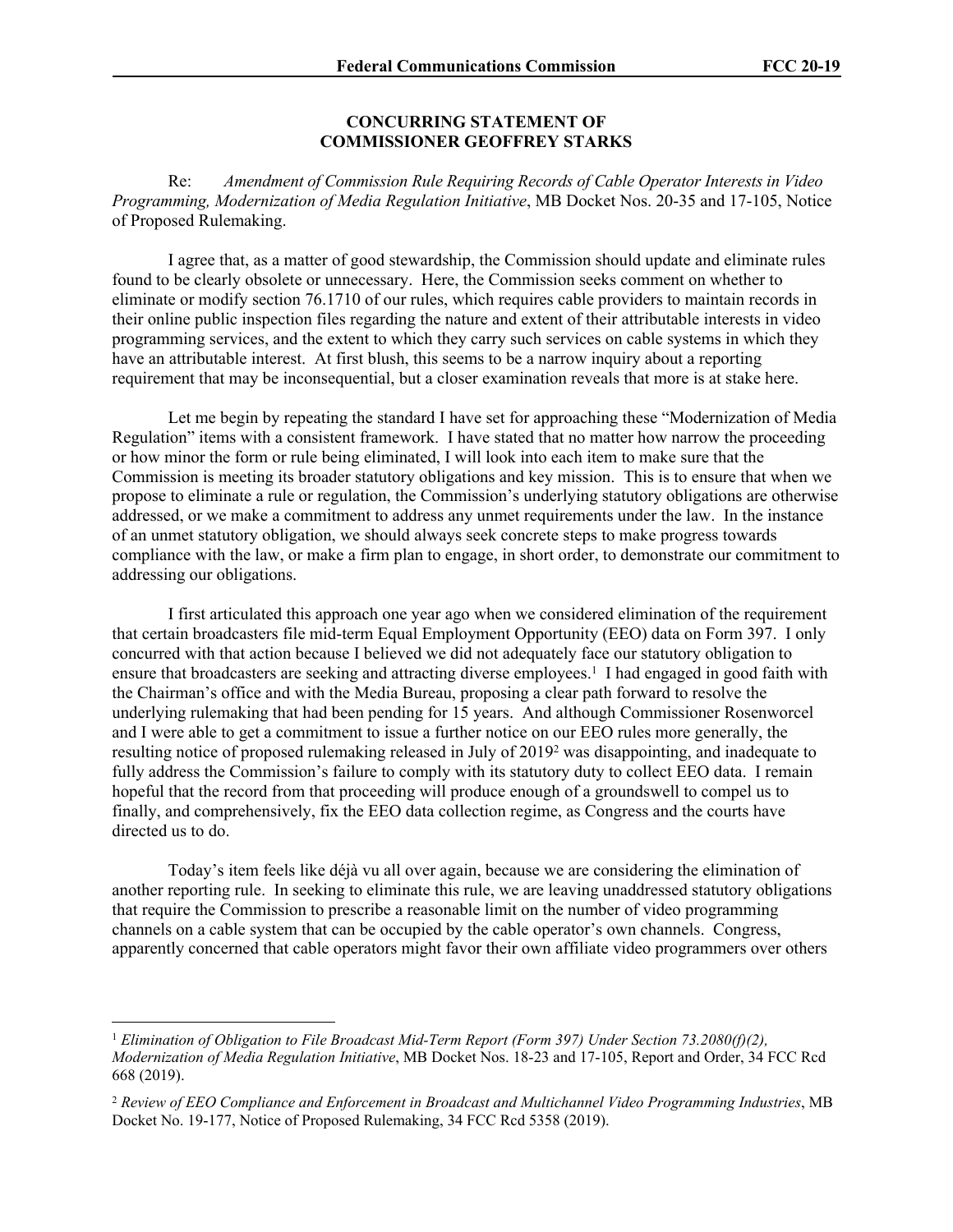**CONCURRING STATEMENT OF COMMISSIONER GEOFFREY STARKS**

Re: *Amendment of Commission Rule Requiring Records of Cable Operator Interests in Video Programming, Modernization of Media Regulation Initiative*, MB Docket Nos. 20-35 and 17-105, Notice of Proposed Rulemaking.

I agree that, as a matter of good stewardship, the Commission should update and eliminate rules found to be clearly obsolete or unnecessary. Here, the Commission seeks comment on whether to eliminate or modify section 76.1710 of our rules, which requires cable providers to maintain records in their online public inspection files regarding the nature and extent of their attributable interests in video programming services, and the extent to which they carry such services on cable systems in which they have an attributable interest. At first blush, this seems to be a narrow inquiry about a reporting requirement that may be inconsequential, but a closer examination reveals that more is at stake here.

Let me begin by repeating the standard I have set for approaching these "Modernization of Media Regulation" items with a consistent framework. I have stated that no matter how narrow the proceeding or how minor the form or rule being eliminated, I will look into each item to make sure that the Commission is meeting its broader statutory obligations and key mission. This is to ensure that when we propose to eliminate a rule or regulation, the Commission's underlying statutory obligations are otherwise addressed, or we make a commitment to address any unmet requirements under the law. In the instance of an unmet statutory obligation, we should always seek concrete steps to make progress towards compliance with the law, or make a firm plan to engage, in short order, to demonstrate our commitment to addressing our obligations.

I first articulated this approach one year ago when we considered elimination of the requirement that certain broadcasters file mid-term Equal Employment Opportunity (EEO) data on Form 397. I only concurred with that action because I believed we did not adequately face our statutory obligation to ensure that broadcasters are seeking and attracting diverse employees.[1] I had engaged in good faith with the Chairman's office and with the Media Bureau, proposing a clear path forward to resolve the underlying rulemaking that had been pending for 15 years. And although Commissioner Rosenworcel and I were able to get a commitment to issue a further notice on our EEO rules more generally, the resulting notice of proposed rulemaking released in July of 2019[2] was disappointing, and inadequate to fully address the Commission's failure to comply with its statutory duty to collect EEO data. I remain hopeful that the record from that proceeding will produce enough of a groundswell to compel us to finally, and comprehensively, fix the EEO data collection regime, as Congress and the courts have directed us to do.

Today's item feels like déjà vu all over again, because we are considering the elimination of another reporting rule. In seeking to eliminate this rule, we are leaving unaddressed statutory obligations that require the Commission to prescribe a reasonable limit on the number of video programming channels on a cable system that can be occupied by the cable operator's own channels. Congress, apparently concerned that cable operators might favor their own affiliate video programmers over others

---

[1] *Elimination of Obligation to File Broadcast Mid-Term Report (Form 397) Under Section 73.2080(f)(2), Modernization of Media Regulation Initiative*, MB Docket Nos. 18-23 and 17-105, Report and Order, 34 FCC Rcd 668 (2019).

[2] *Review of EEO Compliance and Enforcement in Broadcast and Multichannel Video Programming Industries*, MB Docket No. 19-177, Notice of Proposed Rulemaking, 34 FCC Rcd 5358 (2019).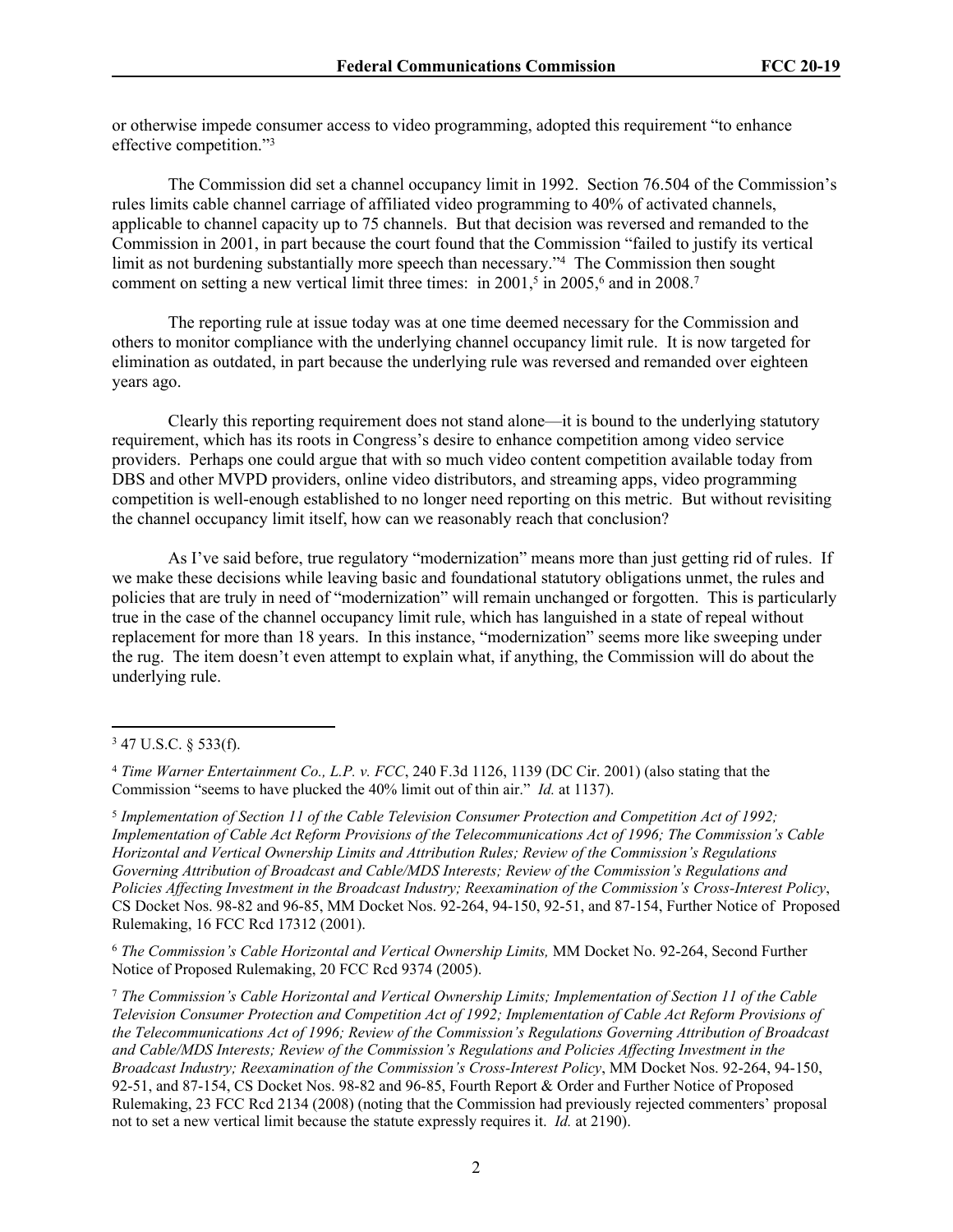or otherwise impede consumer access to video programming, adopted this requirement "to enhance effective competition."[3]

The Commission did set a channel occupancy limit in 1992. Section 76.504 of the Commission's rules limits cable channel carriage of affiliated video programming to 40% of activated channels, applicable to channel capacity up to 75 channels. But that decision was reversed and remanded to the Commission in 2001, in part because the court found that the Commission "failed to justify its vertical limit as not burdening substantially more speech than necessary."[4] The Commission then sought comment on setting a new vertical limit three times: in 2001,[5] in 2005,[6] and in 2008.[7]

The reporting rule at issue today was at one time deemed necessary for the Commission and others to monitor compliance with the underlying channel occupancy limit rule. It is now targeted for elimination as outdated, in part because the underlying rule was reversed and remanded over eighteen years ago.

Clearly this reporting requirement does not stand alone—it is bound to the underlying statutory requirement, which has its roots in Congress's desire to enhance competition among video service providers. Perhaps one could argue that with so much video content competition available today from DBS and other MVPD providers, online video distributors, and streaming apps, video programming competition is well-enough established to no longer need reporting on this metric. But without revisiting the channel occupancy limit itself, how can we reasonably reach that conclusion?

As I've said before, true regulatory "modernization" means more than just getting rid of rules. If we make these decisions while leaving basic and foundational statutory obligations unmet, the rules and policies that are truly in need of "modernization" will remain unchanged or forgotten. This is particularly true in the case of the channel occupancy limit rule, which has languished in a state of repeal without replacement for more than 18 years. In this instance, "modernization" seems more like sweeping under the rug. The item doesn't even attempt to explain what, if anything, the Commission will do about the underlying rule.

---

[3] 47 U.S.C. § 533(f).

[4] *Time Warner Entertainment Co., L.P. v. FCC*, 240 F.3d 1126, 1139 (DC Cir. 2001) (also stating that the Commission "seems to have plucked the 40% limit out of thin air." *Id.* at 1137).

[5] *Implementation of Section 11 of the Cable Television Consumer Protection and Competition Act of 1992; Implementation of Cable Act Reform Provisions of the Telecommunications Act of 1996; The Commission's Cable Horizontal and Vertical Ownership Limits and Attribution Rules; Review of the Commission's Regulations Governing Attribution of Broadcast and Cable/MDS Interests; Review of the Commission's Regulations and Policies Affecting Investment in the Broadcast Industry; Reexamination of the Commission's Cross-Interest Policy*, CS Docket Nos. 98-82 and 96-85, MM Docket Nos. 92-264, 94-150, 92-51, and 87-154, Further Notice of Proposed Rulemaking, 16 FCC Rcd 17312 (2001).

[6] *The Commission's Cable Horizontal and Vertical Ownership Limits,* MM Docket No. 92-264, Second Further Notice of Proposed Rulemaking, 20 FCC Rcd 9374 (2005).

[7] *The Commission's Cable Horizontal and Vertical Ownership Limits; Implementation of Section 11 of the Cable Television Consumer Protection and Competition Act of 1992; Implementation of Cable Act Reform Provisions of the Telecommunications Act of 1996; Review of the Commission's Regulations Governing Attribution of Broadcast and Cable/MDS Interests; Review of the Commission's Regulations and Policies Affecting Investment in the Broadcast Industry; Reexamination of the Commission's Cross-Interest Policy*, MM Docket Nos. 92-264, 94-150, 92-51, and 87-154, CS Docket Nos. 98-82 and 96-85, Fourth Report & Order and Further Notice of Proposed Rulemaking, 23 FCC Rcd 2134 (2008) (noting that the Commission had previously rejected commenters' proposal not to set a new vertical limit because the statute expressly requires it. *Id.* at 2190).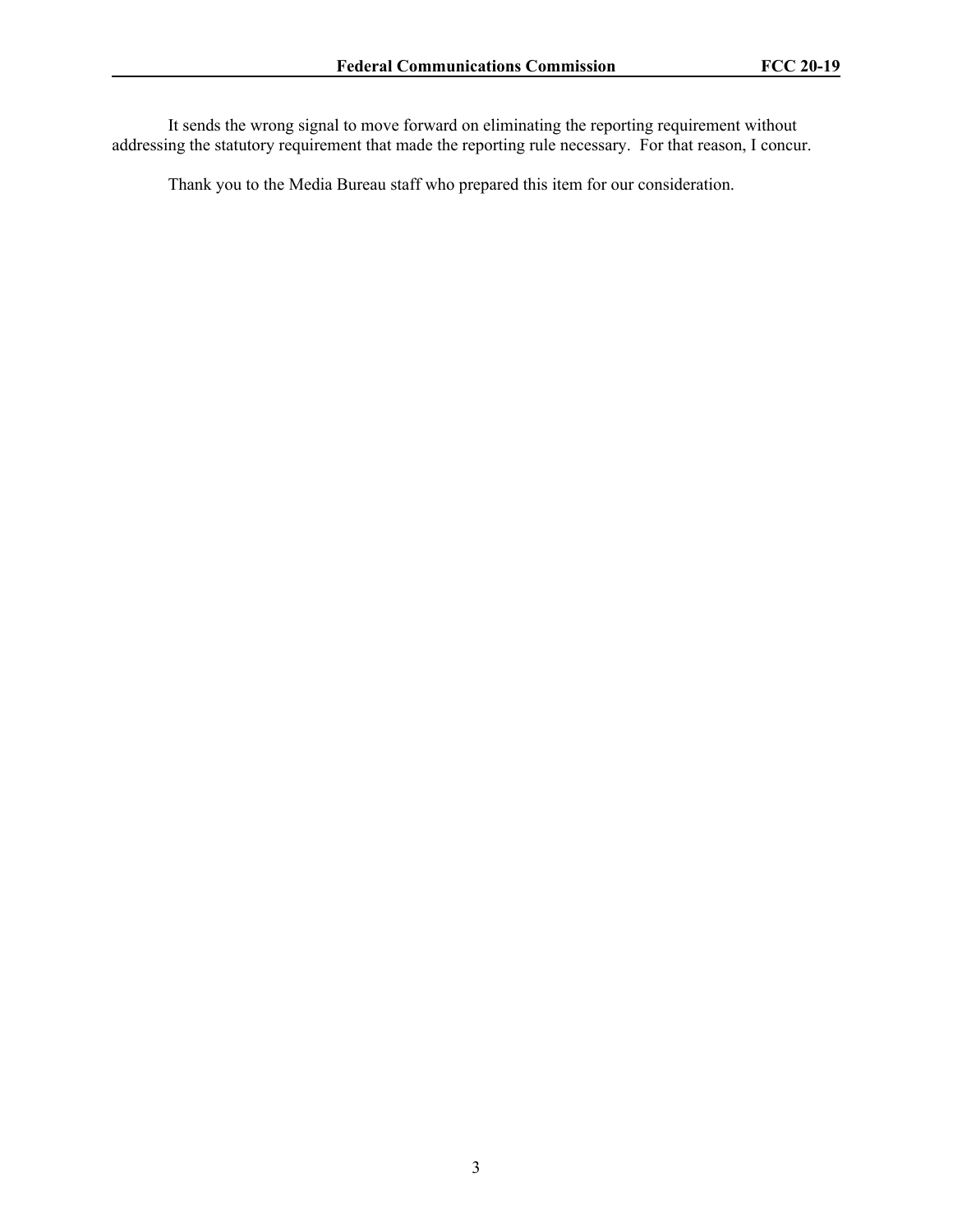It sends the wrong signal to move forward on eliminating the reporting requirement without addressing the statutory requirement that made the reporting rule necessary. For that reason, I concur.

Thank you to the Media Bureau staff who prepared this item for our consideration.